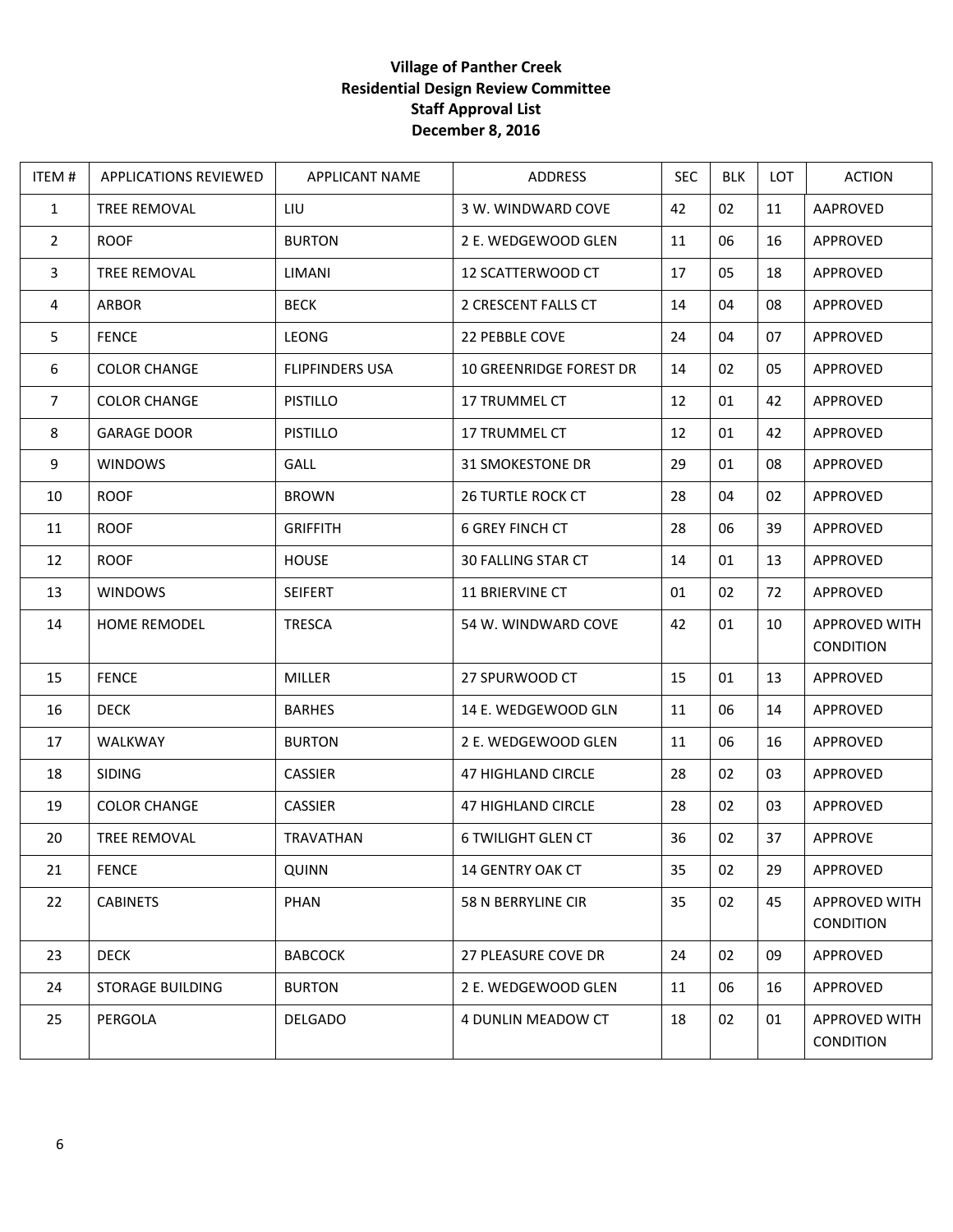**Village of Panther Creek**
**Residential Design Review Committee**
**Staff Approval List**
**December 8, 2016**

| ITEM # | APPLICATIONS REVIEWED | APPLICANT NAME | ADDRESS | SEC | BLK | LOT | ACTION |
|---|---|---|---|---|---|---|---|
| 1 | TREE REMOVAL | LIU | 3 W. WINDWARD COVE | 42 | 02 | 11 | AAPROVED |
| 2 | ROOF | BURTON | 2 E. WEDGEWOOD GLEN | 11 | 06 | 16 | APPROVED |
| 3 | TREE REMOVAL | LIMANI | 12 SCATTERWOOD CT | 17 | 05 | 18 | APPROVED |
| 4 | ARBOR | BECK | 2 CRESCENT FALLS CT | 14 | 04 | 08 | APPROVED |
| 5 | FENCE | LEONG | 22 PEBBLE COVE | 24 | 04 | 07 | APPROVED |
| 6 | COLOR CHANGE | FLIPFINDERS USA | 10 GREENRIDGE FOREST DR | 14 | 02 | 05 | APPROVED |
| 7 | COLOR CHANGE | PISTILLO | 17 TRUMMEL CT | 12 | 01 | 42 | APPROVED |
| 8 | GARAGE DOOR | PISTILLO | 17 TRUMMEL CT | 12 | 01 | 42 | APPROVED |
| 9 | WINDOWS | GALL | 31 SMOKESTONE DR | 29 | 01 | 08 | APPROVED |
| 10 | ROOF | BROWN | 26 TURTLE ROCK CT | 28 | 04 | 02 | APPROVED |
| 11 | ROOF | GRIFFITH | 6 GREY FINCH CT | 28 | 06 | 39 | APPROVED |
| 12 | ROOF | HOUSE | 30 FALLING STAR CT | 14 | 01 | 13 | APPROVED |
| 13 | WINDOWS | SEIFERT | 11 BRIERVINE CT | 01 | 02 | 72 | APPROVED |
| 14 | HOME REMODEL | TRESCA | 54 W. WINDWARD COVE | 42 | 01 | 10 | APPROVED WITH CONDITION |
| 15 | FENCE | MILLER | 27 SPURWOOD CT | 15 | 01 | 13 | APPROVED |
| 16 | DECK | BARHES | 14 E. WEDGEWOOD GLN | 11 | 06 | 14 | APPROVED |
| 17 | WALKWAY | BURTON | 2 E. WEDGEWOOD GLEN | 11 | 06 | 16 | APPROVED |
| 18 | SIDING | CASSIER | 47 HIGHLAND CIRCLE | 28 | 02 | 03 | APPROVED |
| 19 | COLOR CHANGE | CASSIER | 47 HIGHLAND CIRCLE | 28 | 02 | 03 | APPROVED |
| 20 | TREE REMOVAL | TRAVATHAN | 6 TWILIGHT GLEN CT | 36 | 02 | 37 | APPROVE |
| 21 | FENCE | QUINN | 14 GENTRY OAK CT | 35 | 02 | 29 | APPROVED |
| 22 | CABINETS | PHAN | 58 N BERRYLINE CIR | 35 | 02 | 45 | APPROVED WITH CONDITION |
| 23 | DECK | BABCOCK | 27 PLEASURE COVE DR | 24 | 02 | 09 | APPROVED |
| 24 | STORAGE BUILDING | BURTON | 2 E. WEDGEWOOD GLEN | 11 | 06 | 16 | APPROVED |
| 25 | PERGOLA | DELGADO | 4 DUNLIN MEADOW CT | 18 | 02 | 01 | APPROVED WITH CONDITION |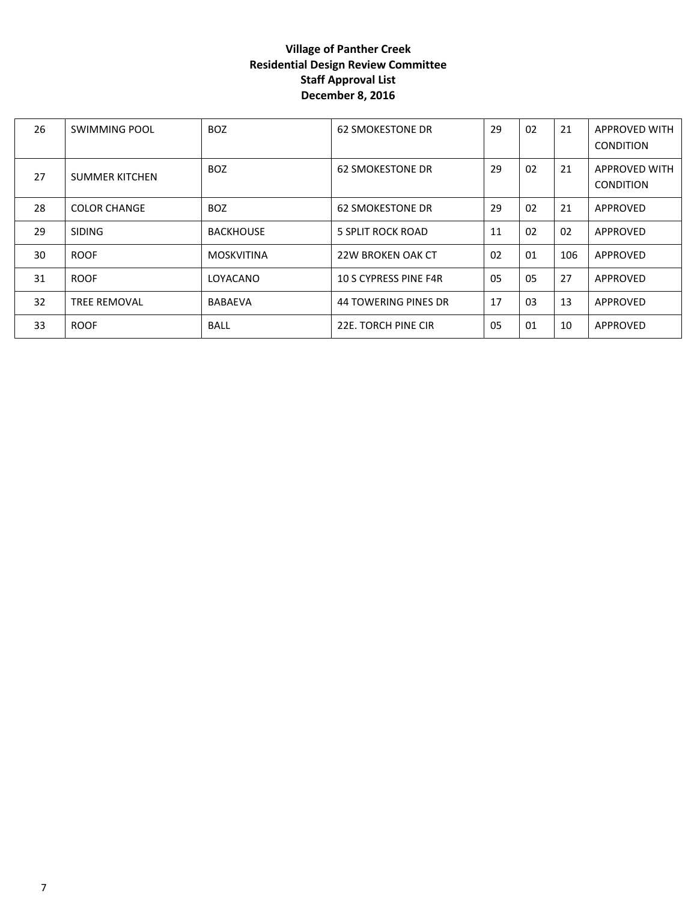**Village of Panther Creek**
**Residential Design Review Committee**
**Staff Approval List**
**December 8, 2016**

| | | | | | | | |
|---|---|---|---|---|---|---|---|
| 26 | SWIMMING POOL | BOZ | 62 SMOKESTONE DR | 29 | 02 | 21 | APPROVED WITH CONDITION |
| 27 | SUMMER KITCHEN | BOZ | 62 SMOKESTONE DR | 29 | 02 | 21 | APPROVED WITH CONDITION |
| 28 | COLOR CHANGE | BOZ | 62 SMOKESTONE DR | 29 | 02 | 21 | APPROVED |
| 29 | SIDING | BACKHOUSE | 5 SPLIT ROCK ROAD | 11 | 02 | 02 | APPROVED |
| 30 | ROOF | MOSKVITINA | 22W BROKEN OAK CT | 02 | 01 | 106 | APPROVED |
| 31 | ROOF | LOYACANO | 10 S CYPRESS PINE F4R | 05 | 05 | 27 | APPROVED |
| 32 | TREE REMOVAL | BABAEVA | 44 TOWERING PINES DR | 17 | 03 | 13 | APPROVED |
| 33 | ROOF | BALL | 22E. TORCH PINE CIR | 05 | 01 | 10 | APPROVED |